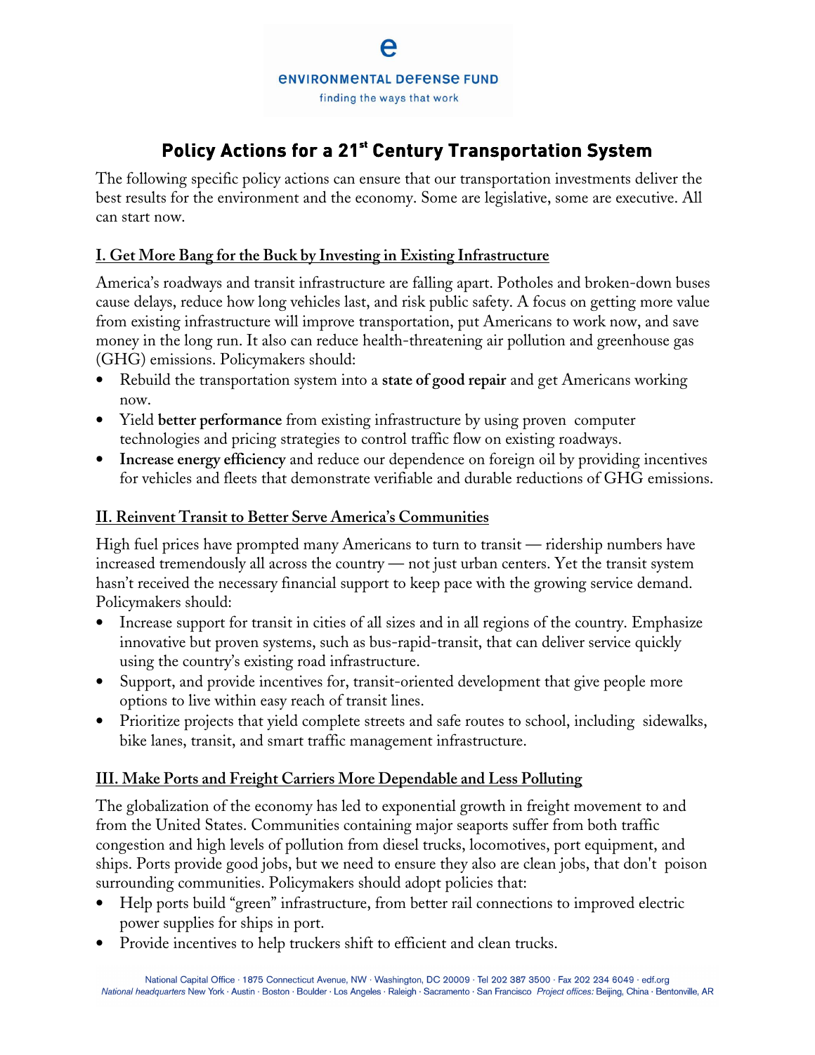Environmental Defense Fund

finding the ways that work

# Policy Actions for a 21st Century Transportation System

The following specific policy actions can ensure that our transportation investments deliver the best results for the environment and the economy. Some are legislative, some are executive. All can start now.

## I. Get More Bang for the Buck by Investing in Existing Infrastructure

America's roadways and transit infrastructure are falling apart. Potholes and broken-down buses cause delays, reduce how long vehicles last, and risk public safety. A focus on getting more value from existing infrastructure will improve transportation, put Americans to work now, and save money in the long run. It also can reduce health-threatening air pollution and greenhouse gas (GHG) emissions. Policymakers should:

- Rebuild the transportation system into a **state of good repair** and get Americans working now.
- Yield **better performance** from existing infrastructure by using proven computer technologies and pricing strategies to control traffic flow on existing roadways.
- **Increase energy efficiency** and reduce our dependence on foreign oil by providing incentives for vehicles and fleets that demonstrate verifiable and durable reductions of GHG emissions.

## II. Reinvent Transit to Better Serve America's Communities

High fuel prices have prompted many Americans to turn to transit — ridership numbers have increased tremendously all across the country — not just urban centers. Yet the transit system hasn't received the necessary financial support to keep pace with the growing service demand. Policymakers should:

- Increase support for transit in cities of all sizes and in all regions of the country. Emphasize innovative but proven systems, such as bus-rapid-transit, that can deliver service quickly using the country's existing road infrastructure.
- Support, and provide incentives for, transit-oriented development that give people more options to live within easy reach of transit lines.
- Prioritize projects that yield complete streets and safe routes to school, including sidewalks, bike lanes, transit, and smart traffic management infrastructure.

## III. Make Ports and Freight Carriers More Dependable and Less Polluting

The globalization of the economy has led to exponential growth in freight movement to and from the United States. Communities containing major seaports suffer from both traffic congestion and high levels of pollution from diesel trucks, locomotives, port equipment, and ships. Ports provide good jobs, but we need to ensure they also are clean jobs, that don't poison surrounding communities. Policymakers should adopt policies that:

- Help ports build "green" infrastructure, from better rail connections to improved electric power supplies for ships in port.
- Provide incentives to help truckers shift to efficient and clean trucks.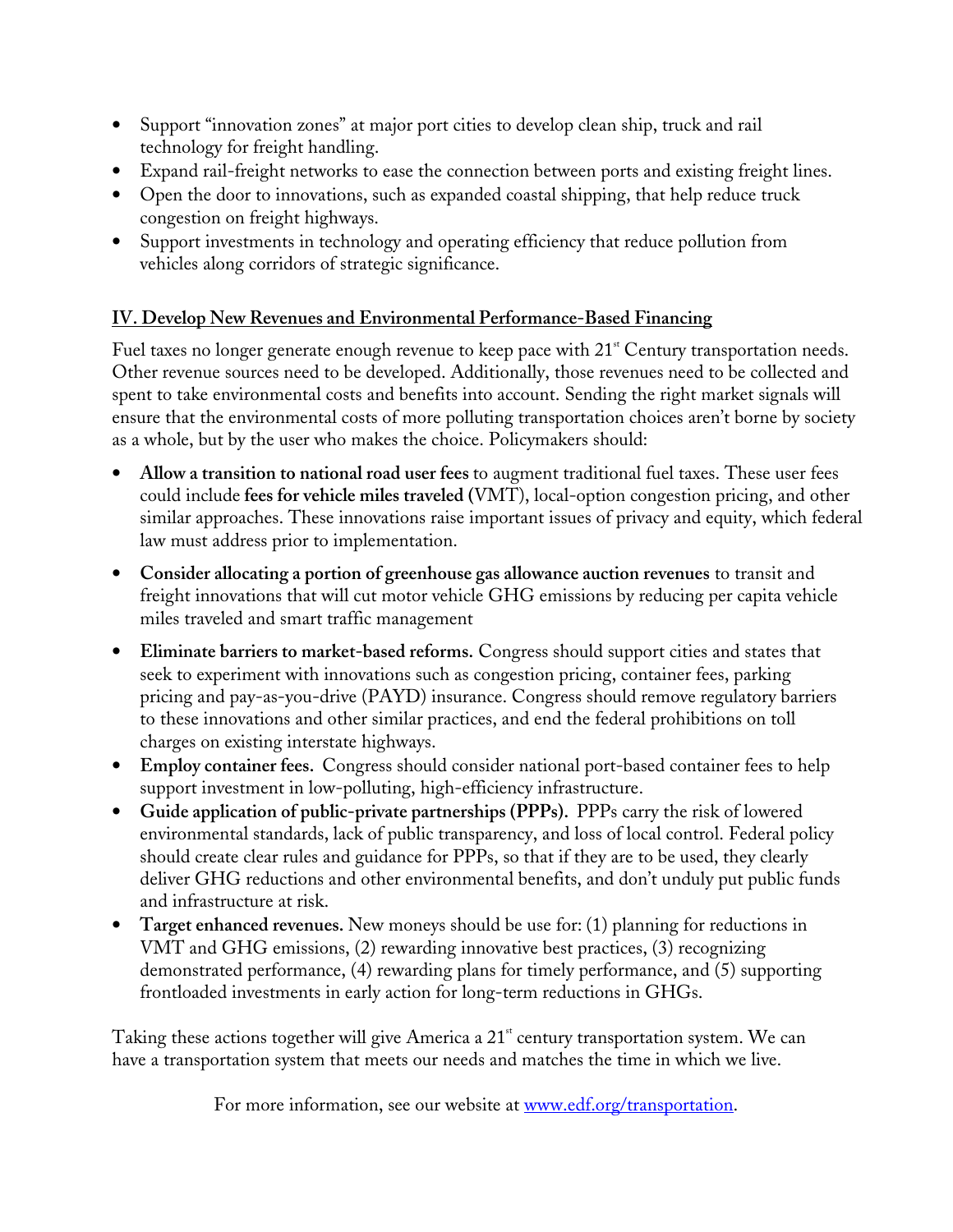- Support “innovation zones” at major port cities to develop clean ship, truck and rail technology for freight handling.
- Expand rail-freight networks to ease the connection between ports and existing freight lines.
- Open the door to innovations, such as expanded coastal shipping, that help reduce truck congestion on freight highways.
- Support investments in technology and operating efficiency that reduce pollution from vehicles along corridors of strategic significance.

## IV. Develop New Revenues and Environmental Performance-Based Financing

Fuel taxes no longer generate enough revenue to keep pace with 21st Century transportation needs. Other revenue sources need to be developed. Additionally, those revenues need to be collected and spent to take environmental costs and benefits into account. Sending the right market signals will ensure that the environmental costs of more polluting transportation choices aren’t borne by society as a whole, but by the user who makes the choice. Policymakers should:

- **Allow a transition to national road user fees** to augment traditional fuel taxes. These user fees could include **fees for vehicle miles traveled (**VMT), local-option congestion pricing, and other similar approaches. These innovations raise important issues of privacy and equity, which federal law must address prior to implementation.

- **Consider allocating a portion of greenhouse gas allowance auction revenues** to transit and freight innovations that will cut motor vehicle GHG emissions by reducing per capita vehicle miles traveled and smart traffic management

- **Eliminate barriers to market-based reforms.** Congress should support cities and states that seek to experiment with innovations such as congestion pricing, container fees, parking pricing and pay-as-you-drive (PAYD) insurance. Congress should remove regulatory barriers to these innovations and other similar practices, and end the federal prohibitions on toll charges on existing interstate highways.
- **Employ container fees.** Congress should consider national port-based container fees to help support investment in low-polluting, high-efficiency infrastructure.
- **Guide application of public-private partnerships (PPPs).** PPPs carry the risk of lowered environmental standards, lack of public transparency, and loss of local control. Federal policy should create clear rules and guidance for PPPs, so that if they are to be used, they clearly deliver GHG reductions and other environmental benefits, and don’t unduly put public funds and infrastructure at risk.
- **Target enhanced revenues.** New moneys should be use for: (1) planning for reductions in VMT and GHG emissions, (2) rewarding innovative best practices, (3) recognizing demonstrated performance, (4) rewarding plans for timely performance, and (5) supporting frontloaded investments in early action for long-term reductions in GHGs.

Taking these actions together will give America a 21st century transportation system. We can have a transportation system that meets our needs and matches the time in which we live.

For more information, see our website at [www.edf.org/transportation](www.edf.org/transportation).